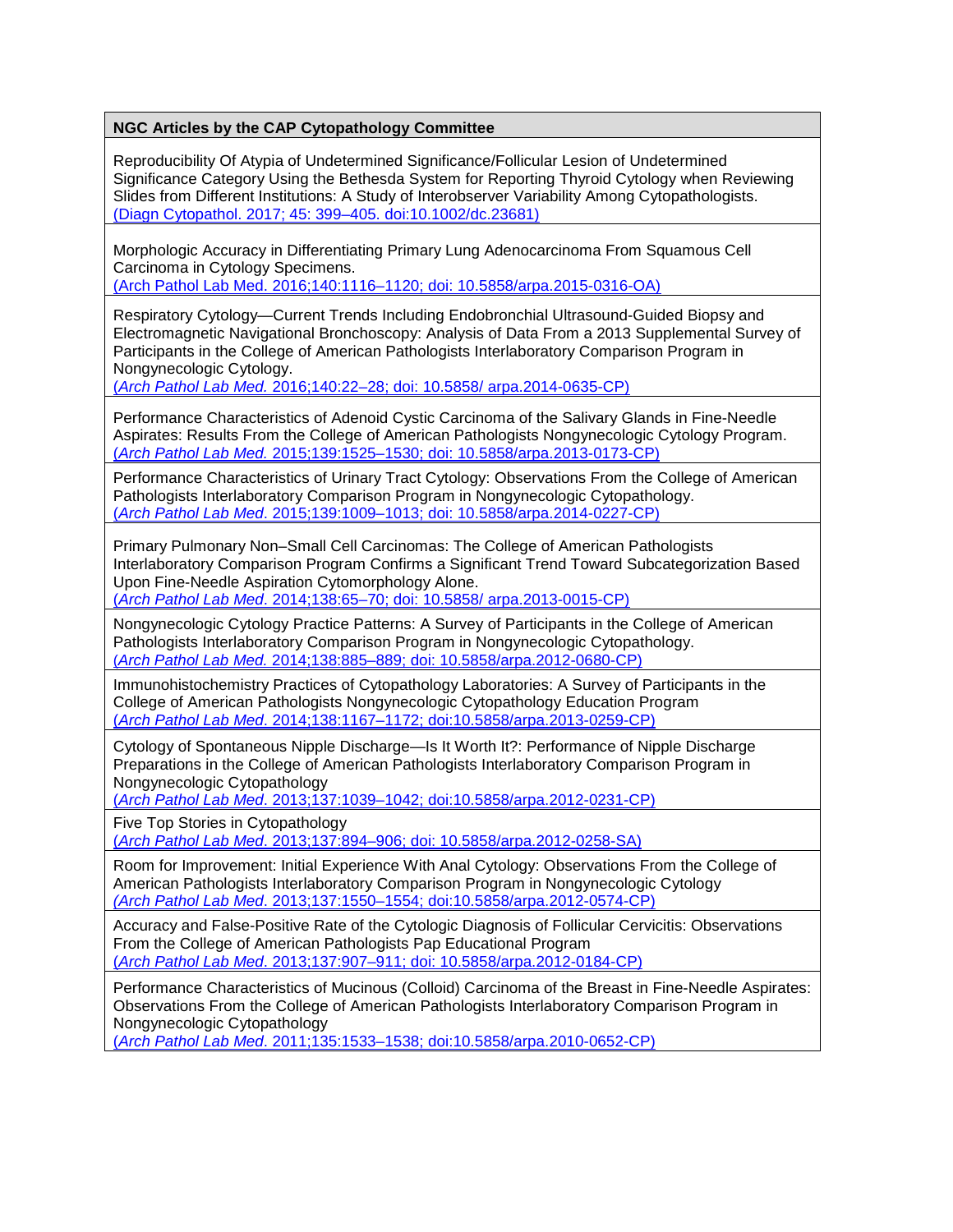| NGC Articles by the CAP Cytopathology Committee |
|---|
| Reproducibility Of Atypia of Undetermined Significance/Follicular Lesion of Undetermined Significance Category Using the Bethesda System for Reporting Thyroid Cytology when Reviewing Slides from Different Institutions: A Study of Interobserver Variability Among Cytopathologists. (Diagn Cytopathol. 2017; 45: 399–405. doi:10.1002/dc.23681) |
| Morphologic Accuracy in Differentiating Primary Lung Adenocarcinoma From Squamous Cell Carcinoma in Cytology Specimens. (Arch Pathol Lab Med. 2016;140:1116–1120; doi: 10.5858/arpa.2015-0316-OA) |
| Respiratory Cytology—Current Trends Including Endobronchial Ultrasound-Guided Biopsy and Electromagnetic Navigational Bronchoscopy: Analysis of Data From a 2013 Supplemental Survey of Participants in the College of American Pathologists Interlaboratory Comparison Program in Nongynecologic Cytology. (*Arch Pathol Lab Med.* 2016;140:22–28; doi: 10.5858/ arpa.2014-0635-CP) |
| Performance Characteristics of Adenoid Cystic Carcinoma of the Salivary Glands in Fine-Needle Aspirates: Results From the College of American Pathologists Nongynecologic Cytology Program. (*Arch Pathol Lab Med.* 2015;139:1525–1530; doi: 10.5858/arpa.2013-0173-CP) |
| Performance Characteristics of Urinary Tract Cytology: Observations From the College of American Pathologists Interlaboratory Comparison Program in Nongynecologic Cytopathology. (*Arch Pathol Lab Med.* 2015;139:1009–1013; doi: 10.5858/arpa.2014-0227-CP) |
| Primary Pulmonary Non–Small Cell Carcinomas: The College of American Pathologists Interlaboratory Comparison Program Confirms a Significant Trend Toward Subcategorization Based Upon Fine-Needle Aspiration Cytomorphology Alone. (*Arch Pathol Lab Med.* 2014;138:65–70; doi: 10.5858/ arpa.2013-0015-CP) |
| Nongynecologic Cytology Practice Patterns: A Survey of Participants in the College of American Pathologists Interlaboratory Comparison Program in Nongynecologic Cytopathology. (*Arch Pathol Lab Med.* 2014;138:885–889; doi: 10.5858/arpa.2012-0680-CP) |
| Immunohistochemistry Practices of Cytopathology Laboratories: A Survey of Participants in the College of American Pathologists Nongynecologic Cytopathology Education Program (*Arch Pathol Lab Med.* 2014;138:1167–1172; doi:10.5858/arpa.2013-0259-CP) |
| Cytology of Spontaneous Nipple Discharge—Is It Worth It?: Performance of Nipple Discharge Preparations in the College of American Pathologists Interlaboratory Comparison Program in Nongynecologic Cytopathology (*Arch Pathol Lab Med.* 2013;137:1039–1042; doi:10.5858/arpa.2012-0231-CP) |
| Five Top Stories in Cytopathology (*Arch Pathol Lab Med.* 2013;137:894–906; doi: 10.5858/arpa.2012-0258-SA) |
| Room for Improvement: Initial Experience With Anal Cytology: Observations From the College of American Pathologists Interlaboratory Comparison Program in Nongynecologic Cytology (*Arch Pathol Lab Med.* 2013;137:1550–1554; doi:10.5858/arpa.2012-0574-CP) |
| Accuracy and False-Positive Rate of the Cytologic Diagnosis of Follicular Cervicitis: Observations From the College of American Pathologists Pap Educational Program (*Arch Pathol Lab Med.* 2013;137:907–911; doi: 10.5858/arpa.2012-0184-CP) |
| Performance Characteristics of Mucinous (Colloid) Carcinoma of the Breast in Fine-Needle Aspirates: Observations From the College of American Pathologists Interlaboratory Comparison Program in Nongynecologic Cytopathology (*Arch Pathol Lab Med.* 2011;135:1533–1538; doi:10.5858/arpa.2010-0652-CP) |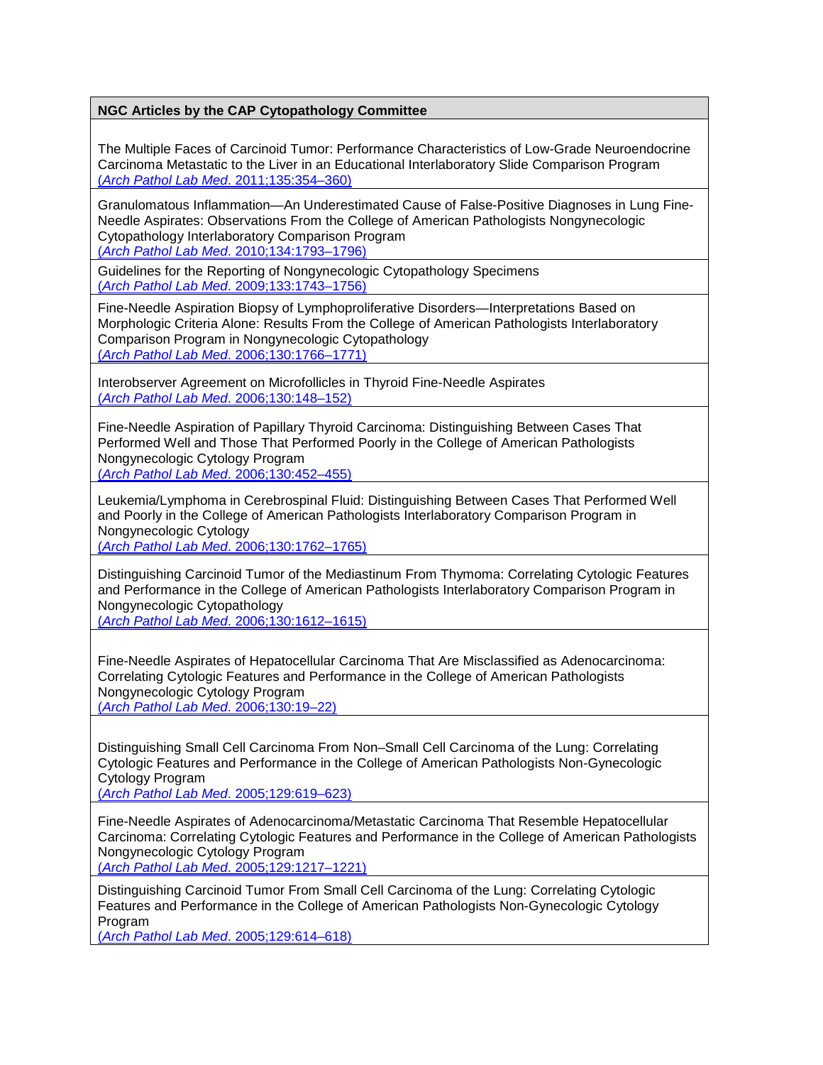| NGC Articles by the CAP Cytopathology Committee |
| --- |
| The Multiple Faces of Carcinoid Tumor: Performance Characteristics of Low-Grade Neuroendocrine Carcinoma Metastatic to the Liver in an Educational Interlaboratory Slide Comparison Program (*Arch Pathol Lab Med*. 2011;135:354–360) |
| Granulomatous Inflammation—An Underestimated Cause of False-Positive Diagnoses in Lung Fine-Needle Aspirates: Observations From the College of American Pathologists Nongynecologic Cytopathology Interlaboratory Comparison Program (*Arch Pathol Lab Med*. 2010;134:1793–1796) |
| Guidelines for the Reporting of Nongynecologic Cytopathology Specimens (*Arch Pathol Lab Med*. 2009;133:1743–1756) |
| Fine-Needle Aspiration Biopsy of Lymphoproliferative Disorders—Interpretations Based on Morphologic Criteria Alone: Results From the College of American Pathologists Interlaboratory Comparison Program in Nongynecologic Cytopathology (*Arch Pathol Lab Med*. 2006;130:1766–1771) |
| Interobserver Agreement on Microfollicles in Thyroid Fine-Needle Aspirates (*Arch Pathol Lab Med*. 2006;130:148–152) |
| Fine-Needle Aspiration of Papillary Thyroid Carcinoma: Distinguishing Between Cases That Performed Well and Those That Performed Poorly in the College of American Pathologists Nongynecologic Cytology Program (*Arch Pathol Lab Med*. 2006;130:452–455) |
| Leukemia/Lymphoma in Cerebrospinal Fluid: Distinguishing Between Cases That Performed Well and Poorly in the College of American Pathologists Interlaboratory Comparison Program in Nongynecologic Cytology (*Arch Pathol Lab Med*. 2006;130:1762–1765) |
| Distinguishing Carcinoid Tumor of the Mediastinum From Thymoma: Correlating Cytologic Features and Performance in the College of American Pathologists Interlaboratory Comparison Program in Nongynecologic Cytopathology (*Arch Pathol Lab Med*. 2006;130:1612–1615) |
| Fine-Needle Aspirates of Hepatocellular Carcinoma That Are Misclassified as Adenocarcinoma: Correlating Cytologic Features and Performance in the College of American Pathologists Nongynecologic Cytology Program (*Arch Pathol Lab Med*. 2006;130:19–22) |
| Distinguishing Small Cell Carcinoma From Non–Small Cell Carcinoma of the Lung: Correlating Cytologic Features and Performance in the College of American Pathologists Non-Gynecologic Cytology Program (*Arch Pathol Lab Med*. 2005;129:619–623) |
| Fine-Needle Aspirates of Adenocarcinoma/Metastatic Carcinoma That Resemble Hepatocellular Carcinoma: Correlating Cytologic Features and Performance in the College of American Pathologists Nongynecologic Cytology Program (*Arch Pathol Lab Med*. 2005;129:1217–1221) |
| Distinguishing Carcinoid Tumor From Small Cell Carcinoma of the Lung: Correlating Cytologic Features and Performance in the College of American Pathologists Non-Gynecologic Cytology Program (*Arch Pathol Lab Med*. 2005;129:614–618) |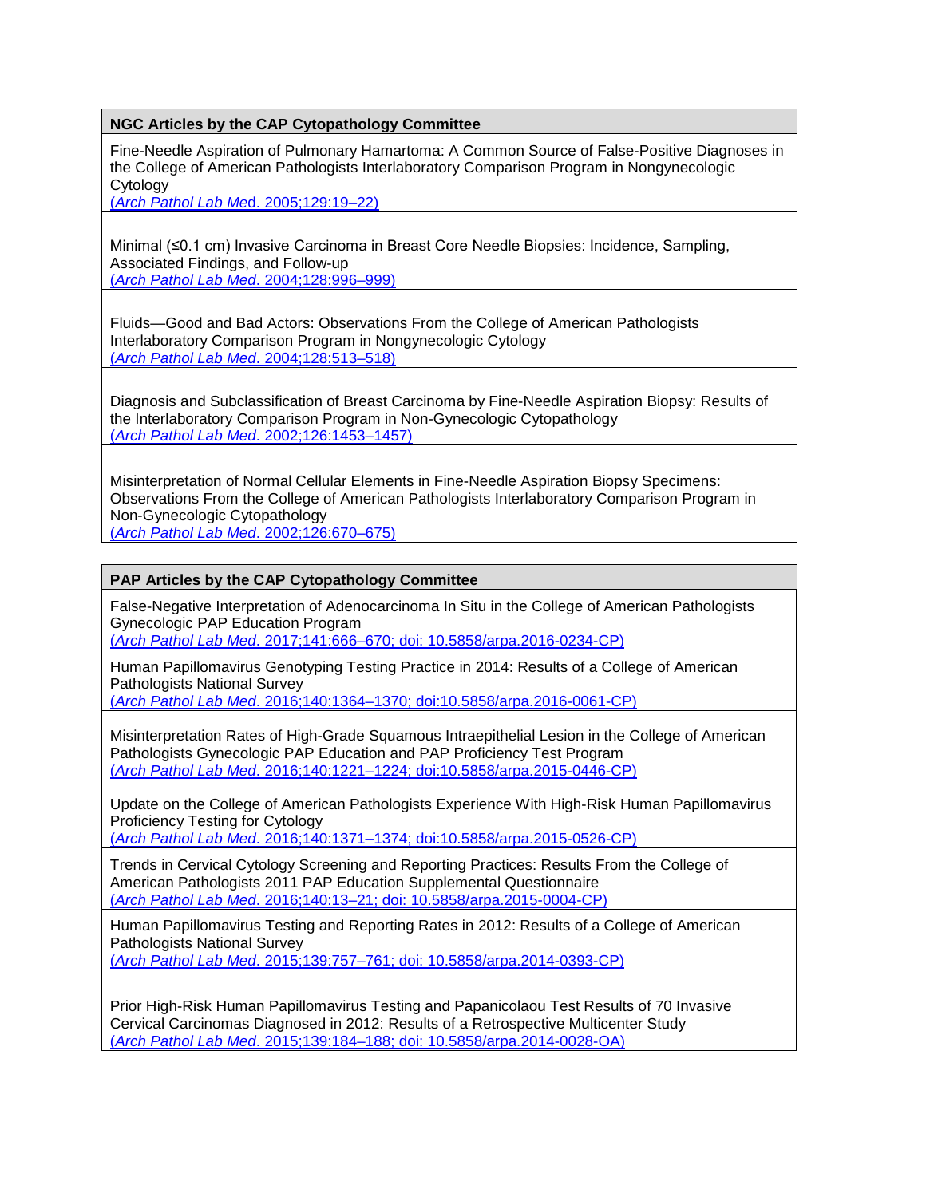| NGC Articles by the CAP Cytopathology Committee |
|---|
| Fine-Needle Aspiration of Pulmonary Hamartoma: A Common Source of False-Positive Diagnoses in the College of American Pathologists Interlaboratory Comparison Program in Nongynecologic Cytology<br>(*Arch Pathol Lab Med*. 2005;129:19–22) |
| Minimal (≤0.1 cm) Invasive Carcinoma in Breast Core Needle Biopsies: Incidence, Sampling, Associated Findings, and Follow-up<br>(*Arch Pathol Lab Med*. 2004;128:996–999) |
| Fluids—Good and Bad Actors: Observations From the College of American Pathologists Interlaboratory Comparison Program in Nongynecologic Cytology<br>(*Arch Pathol Lab Med*. 2004;128:513–518) |
| Diagnosis and Subclassification of Breast Carcinoma by Fine-Needle Aspiration Biopsy: Results of the Interlaboratory Comparison Program in Non-Gynecologic Cytopathology<br>(*Arch Pathol Lab Med*. 2002;126:1453–1457) |
| Misinterpretation of Normal Cellular Elements in Fine-Needle Aspiration Biopsy Specimens: Observations From the College of American Pathologists Interlaboratory Comparison Program in Non-Gynecologic Cytopathology<br>(*Arch Pathol Lab Med*. 2002;126:670–675) |

| PAP Articles by the CAP Cytopathology Committee |
|---|
| False-Negative Interpretation of Adenocarcinoma In Situ in the College of American Pathologists Gynecologic PAP Education Program<br>(*Arch Pathol Lab Med*. 2017;141:666–670; doi: 10.5858/arpa.2016-0234-CP) |
| Human Papillomavirus Genotyping Testing Practice in 2014: Results of a College of American Pathologists National Survey<br>(*Arch Pathol Lab Med*. 2016;140:1364–1370; doi:10.5858/arpa.2016-0061-CP) |
| Misinterpretation Rates of High-Grade Squamous Intraepithelial Lesion in the College of American Pathologists Gynecologic PAP Education and PAP Proficiency Test Program<br>(*Arch Pathol Lab Med*. 2016;140:1221–1224; doi:10.5858/arpa.2015-0446-CP) |
| Update on the College of American Pathologists Experience With High-Risk Human Papillomavirus Proficiency Testing for Cytology<br>(*Arch Pathol Lab Med*. 2016;140:1371–1374; doi:10.5858/arpa.2015-0526-CP) |
| Trends in Cervical Cytology Screening and Reporting Practices: Results From the College of American Pathologists 2011 PAP Education Supplemental Questionnaire<br>(*Arch Pathol Lab Med*. 2016;140:13–21; doi: 10.5858/arpa.2015-0004-CP) |
| Human Papillomavirus Testing and Reporting Rates in 2012: Results of a College of American Pathologists National Survey<br>(*Arch Pathol Lab Med*. 2015;139:757–761; doi: 10.5858/arpa.2014-0393-CP) |
| Prior High-Risk Human Papillomavirus Testing and Papanicolaou Test Results of 70 Invasive Cervical Carcinomas Diagnosed in 2012: Results of a Retrospective Multicenter Study<br>(*Arch Pathol Lab Med*. 2015;139:184–188; doi: 10.5858/arpa.2014-0028-OA) |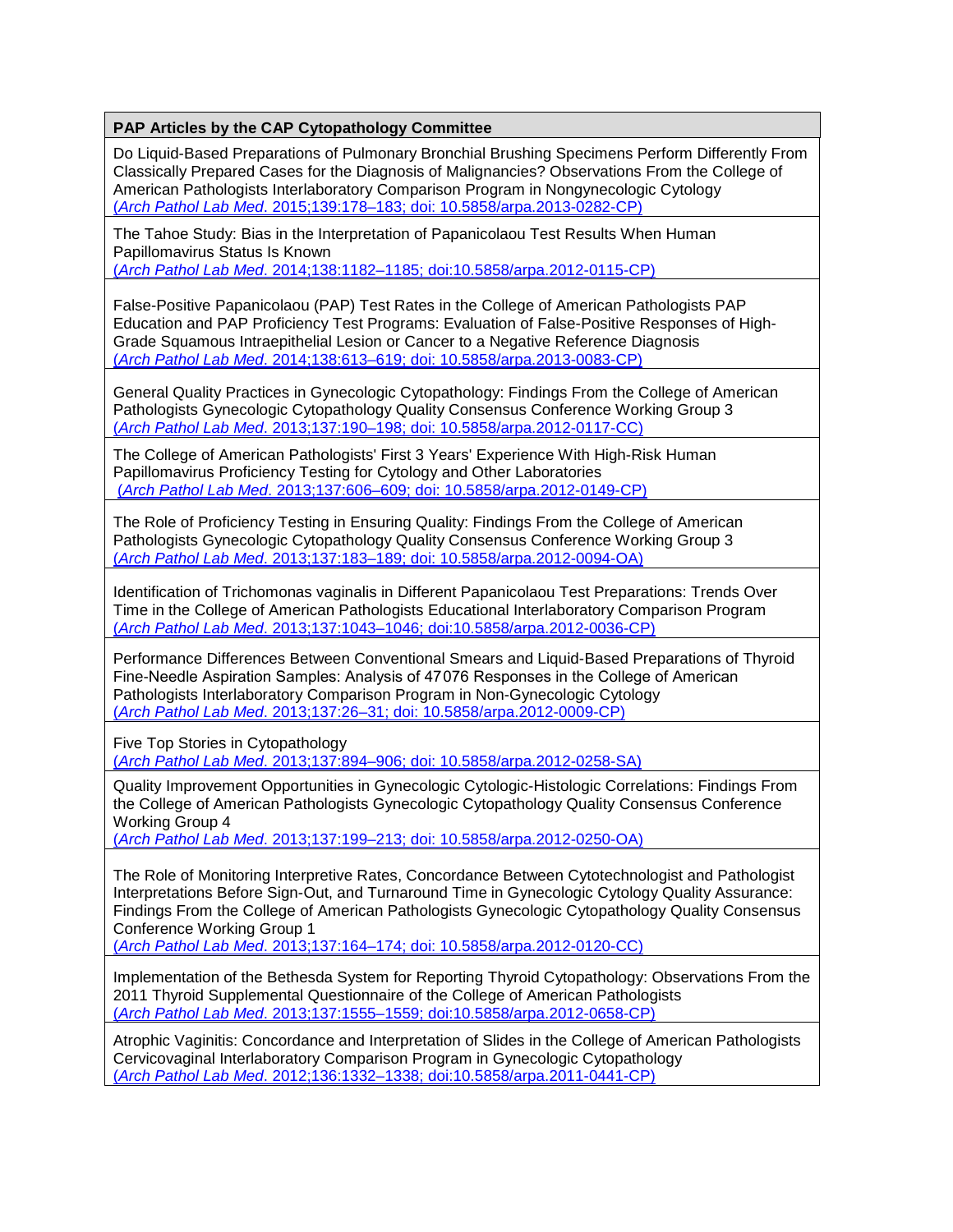| PAP Articles by the CAP Cytopathology Committee |
|---|
| Do Liquid-Based Preparations of Pulmonary Bronchial Brushing Specimens Perform Differently From Classically Prepared Cases for the Diagnosis of Malignancies? Observations From the College of American Pathologists Interlaboratory Comparison Program in Nongynecologic Cytology (*Arch Pathol Lab Med*. 2015;139:178–183; doi: 10.5858/arpa.2013-0282-CP) |
| The Tahoe Study: Bias in the Interpretation of Papanicolaou Test Results When Human Papillomavirus Status Is Known (*Arch Pathol Lab Med*. 2014;138:1182–1185; doi:10.5858/arpa.2012-0115-CP) |
| False-Positive Papanicolaou (PAP) Test Rates in the College of American Pathologists PAP Education and PAP Proficiency Test Programs: Evaluation of False-Positive Responses of High-Grade Squamous Intraepithelial Lesion or Cancer to a Negative Reference Diagnosis (*Arch Pathol Lab Med*. 2014;138:613–619; doi: 10.5858/arpa.2013-0083-CP) |
| General Quality Practices in Gynecologic Cytopathology: Findings From the College of American Pathologists Gynecologic Cytopathology Quality Consensus Conference Working Group 3 (*Arch Pathol Lab Med*. 2013;137:190–198; doi: 10.5858/arpa.2012-0117-CC) |
| The College of American Pathologists' First 3 Years' Experience With High-Risk Human Papillomavirus Proficiency Testing for Cytology and Other Laboratories (*Arch Pathol Lab Med*. 2013;137:606–609; doi: 10.5858/arpa.2012-0149-CP) |
| The Role of Proficiency Testing in Ensuring Quality: Findings From the College of American Pathologists Gynecologic Cytopathology Quality Consensus Conference Working Group 3 (*Arch Pathol Lab Med*. 2013;137:183–189; doi: 10.5858/arpa.2012-0094-OA) |
| Identification of Trichomonas vaginalis in Different Papanicolaou Test Preparations: Trends Over Time in the College of American Pathologists Educational Interlaboratory Comparison Program (*Arch Pathol Lab Med*. 2013;137:1043–1046; doi:10.5858/arpa.2012-0036-CP) |
| Performance Differences Between Conventional Smears and Liquid-Based Preparations of Thyroid Fine-Needle Aspiration Samples: Analysis of 47076 Responses in the College of American Pathologists Interlaboratory Comparison Program in Non-Gynecologic Cytology (*Arch Pathol Lab Med*. 2013;137:26–31; doi: 10.5858/arpa.2012-0009-CP) |
| Five Top Stories in Cytopathology (*Arch Pathol Lab Med*. 2013;137:894–906; doi: 10.5858/arpa.2012-0258-SA) |
| Quality Improvement Opportunities in Gynecologic Cytologic-Histologic Correlations: Findings From the College of American Pathologists Gynecologic Cytopathology Quality Consensus Conference Working Group 4 (*Arch Pathol Lab Med*. 2013;137:199–213; doi: 10.5858/arpa.2012-0250-OA) |
| The Role of Monitoring Interpretive Rates, Concordance Between Cytotechnologist and Pathologist Interpretations Before Sign-Out, and Turnaround Time in Gynecologic Cytology Quality Assurance: Findings From the College of American Pathologists Gynecologic Cytopathology Quality Consensus Conference Working Group 1 (*Arch Pathol Lab Med*. 2013;137:164–174; doi: 10.5858/arpa.2012-0120-CC) |
| Implementation of the Bethesda System for Reporting Thyroid Cytopathology: Observations From the 2011 Thyroid Supplemental Questionnaire of the College of American Pathologists (*Arch Pathol Lab Med*. 2013;137:1555–1559; doi:10.5858/arpa.2012-0658-CP) |
| Atrophic Vaginitis: Concordance and Interpretation of Slides in the College of American Pathologists Cervicovaginal Interlaboratory Comparison Program in Gynecologic Cytopathology (*Arch Pathol Lab Med*. 2012;136:1332–1338; doi:10.5858/arpa.2011-0441-CP) |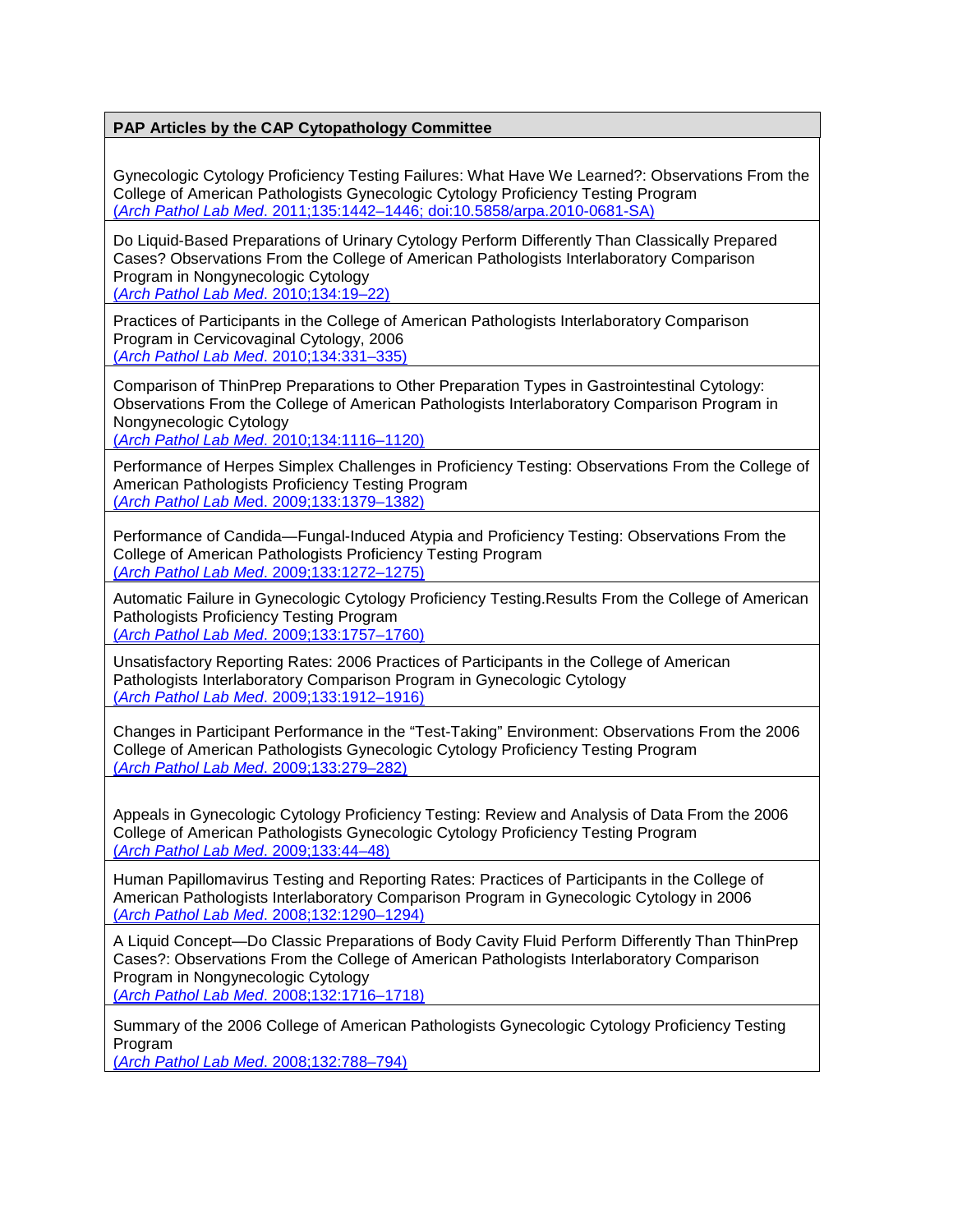| PAP Articles by the CAP Cytopathology Committee |
| --- |
| Gynecologic Cytology Proficiency Testing Failures: What Have We Learned?: Observations From the College of American Pathologists Gynecologic Cytology Proficiency Testing Program (*Arch Pathol Lab Med*. 2011;135:1442–1446; doi:10.5858/arpa.2010-0681-SA) |
| Do Liquid-Based Preparations of Urinary Cytology Perform Differently Than Classically Prepared Cases? Observations From the College of American Pathologists Interlaboratory Comparison Program in Nongynecologic Cytology (*Arch Pathol Lab Med*. 2010;134:19–22) |
| Practices of Participants in the College of American Pathologists Interlaboratory Comparison Program in Cervicovaginal Cytology, 2006 (*Arch Pathol Lab Med*. 2010;134:331–335) |
| Comparison of ThinPrep Preparations to Other Preparation Types in Gastrointestinal Cytology: Observations From the College of American Pathologists Interlaboratory Comparison Program in Nongynecologic Cytology (*Arch Pathol Lab Med*. 2010;134:1116–1120) |
| Performance of Herpes Simplex Challenges in Proficiency Testing: Observations From the College of American Pathologists Proficiency Testing Program (*Arch Pathol Lab Med*. 2009;133:1379–1382) |
| Performance of Candida—Fungal-Induced Atypia and Proficiency Testing: Observations From the College of American Pathologists Proficiency Testing Program (*Arch Pathol Lab Med*. 2009;133:1272–1275) |
| Automatic Failure in Gynecologic Cytology Proficiency Testing.Results From the College of American Pathologists Proficiency Testing Program (*Arch Pathol Lab Med*. 2009;133:1757–1760) |
| Unsatisfactory Reporting Rates: 2006 Practices of Participants in the College of American Pathologists Interlaboratory Comparison Program in Gynecologic Cytology (*Arch Pathol Lab Med*. 2009;133:1912–1916) |
| Changes in Participant Performance in the “Test-Taking” Environment: Observations From the 2006 College of American Pathologists Gynecologic Cytology Proficiency Testing Program (*Arch Pathol Lab Med*. 2009;133:279–282) |
| Appeals in Gynecologic Cytology Proficiency Testing: Review and Analysis of Data From the 2006 College of American Pathologists Gynecologic Cytology Proficiency Testing Program (*Arch Pathol Lab Med*. 2009;133:44–48) |
| Human Papillomavirus Testing and Reporting Rates: Practices of Participants in the College of American Pathologists Interlaboratory Comparison Program in Gynecologic Cytology in 2006 (*Arch Pathol Lab Med*. 2008;132:1290–1294) |
| A Liquid Concept—Do Classic Preparations of Body Cavity Fluid Perform Differently Than ThinPrep Cases?: Observations From the College of American Pathologists Interlaboratory Comparison Program in Nongynecologic Cytology (*Arch Pathol Lab Med*. 2008;132:1716–1718) |
| Summary of the 2006 College of American Pathologists Gynecologic Cytology Proficiency Testing Program (*Arch Pathol Lab Med*. 2008;132:788–794) |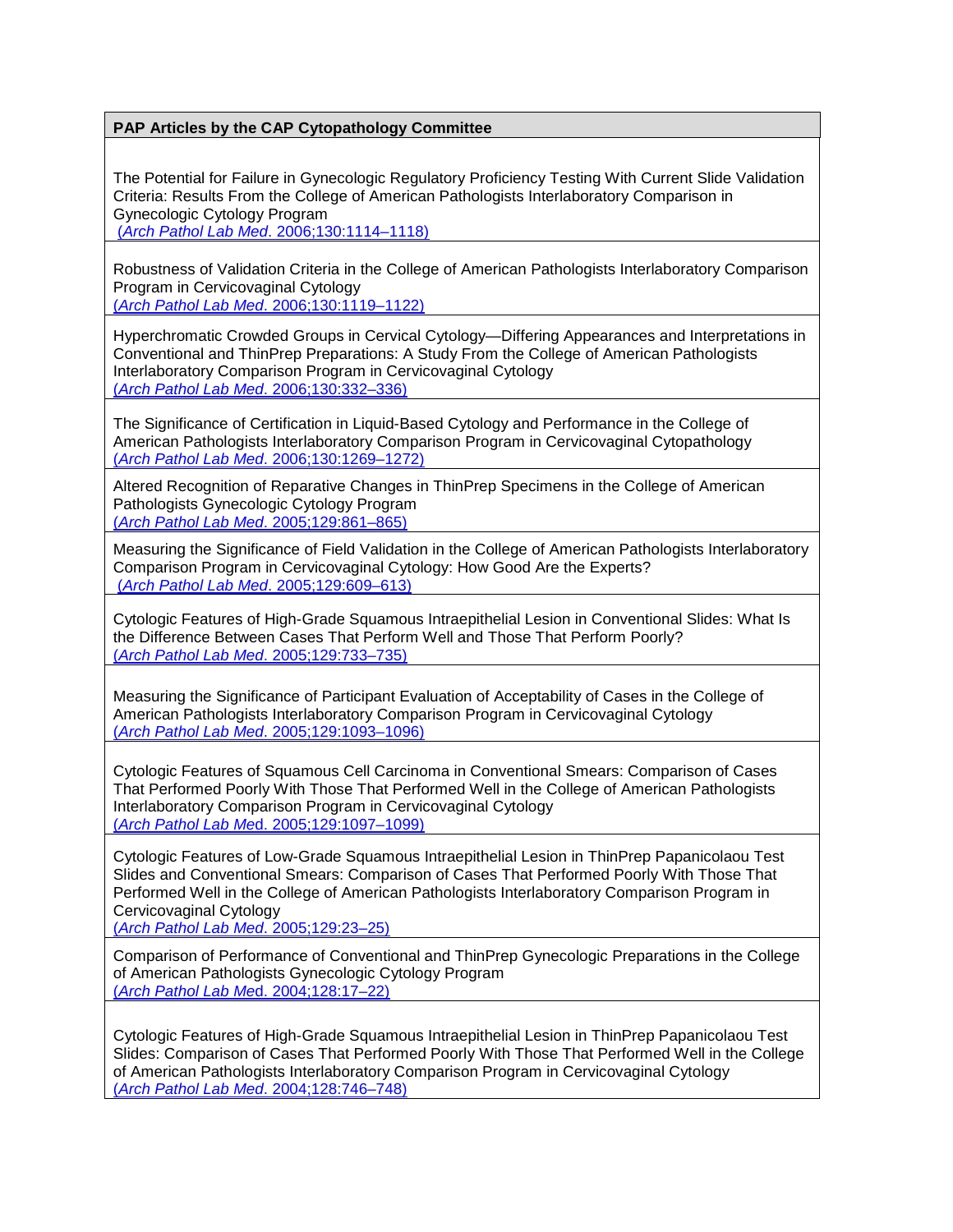**PAP Articles by the CAP Cytopathology Committee**

The Potential for Failure in Gynecologic Regulatory Proficiency Testing With Current Slide Validation Criteria: Results From the College of American Pathologists Interlaboratory Comparison in Gynecologic Cytology Program
(*Arch Pathol Lab Med*. 2006;130:1114–1118)

Robustness of Validation Criteria in the College of American Pathologists Interlaboratory Comparison Program in Cervicovaginal Cytology
(*Arch Pathol Lab Med*. 2006;130:1119–1122)

Hyperchromatic Crowded Groups in Cervical Cytology—Differing Appearances and Interpretations in Conventional and ThinPrep Preparations: A Study From the College of American Pathologists Interlaboratory Comparison Program in Cervicovaginal Cytology
(*Arch Pathol Lab Med*. 2006;130:332–336)

The Significance of Certification in Liquid-Based Cytology and Performance in the College of American Pathologists Interlaboratory Comparison Program in Cervicovaginal Cytopathology
(*Arch Pathol Lab Med*. 2006;130:1269–1272)

Altered Recognition of Reparative Changes in ThinPrep Specimens in the College of American Pathologists Gynecologic Cytology Program
(*Arch Pathol Lab Med*. 2005;129:861–865)

Measuring the Significance of Field Validation in the College of American Pathologists Interlaboratory Comparison Program in Cervicovaginal Cytology: How Good Are the Experts?
(*Arch Pathol Lab Med*. 2005;129:609–613)

Cytologic Features of High-Grade Squamous Intraepithelial Lesion in Conventional Slides: What Is the Difference Between Cases That Perform Well and Those That Perform Poorly?
(*Arch Pathol Lab Med*. 2005;129:733–735)

Measuring the Significance of Participant Evaluation of Acceptability of Cases in the College of American Pathologists Interlaboratory Comparison Program in Cervicovaginal Cytology
(*Arch Pathol Lab Med*. 2005;129:1093–1096)

Cytologic Features of Squamous Cell Carcinoma in Conventional Smears: Comparison of Cases That Performed Poorly With Those That Performed Well in the College of American Pathologists Interlaboratory Comparison Program in Cervicovaginal Cytology
(*Arch Pathol Lab Med*. 2005;129:1097–1099)

Cytologic Features of Low-Grade Squamous Intraepithelial Lesion in ThinPrep Papanicolaou Test Slides and Conventional Smears: Comparison of Cases That Performed Poorly With Those That Performed Well in the College of American Pathologists Interlaboratory Comparison Program in Cervicovaginal Cytology
(*Arch Pathol Lab Med*. 2005;129:23–25)

Comparison of Performance of Conventional and ThinPrep Gynecologic Preparations in the College of American Pathologists Gynecologic Cytology Program
(*Arch Pathol Lab Med*. 2004;128:17–22)

Cytologic Features of High-Grade Squamous Intraepithelial Lesion in ThinPrep Papanicolaou Test Slides: Comparison of Cases That Performed Poorly With Those That Performed Well in the College of American Pathologists Interlaboratory Comparison Program in Cervicovaginal Cytology
(*Arch Pathol Lab Med*. 2004;128:746–748)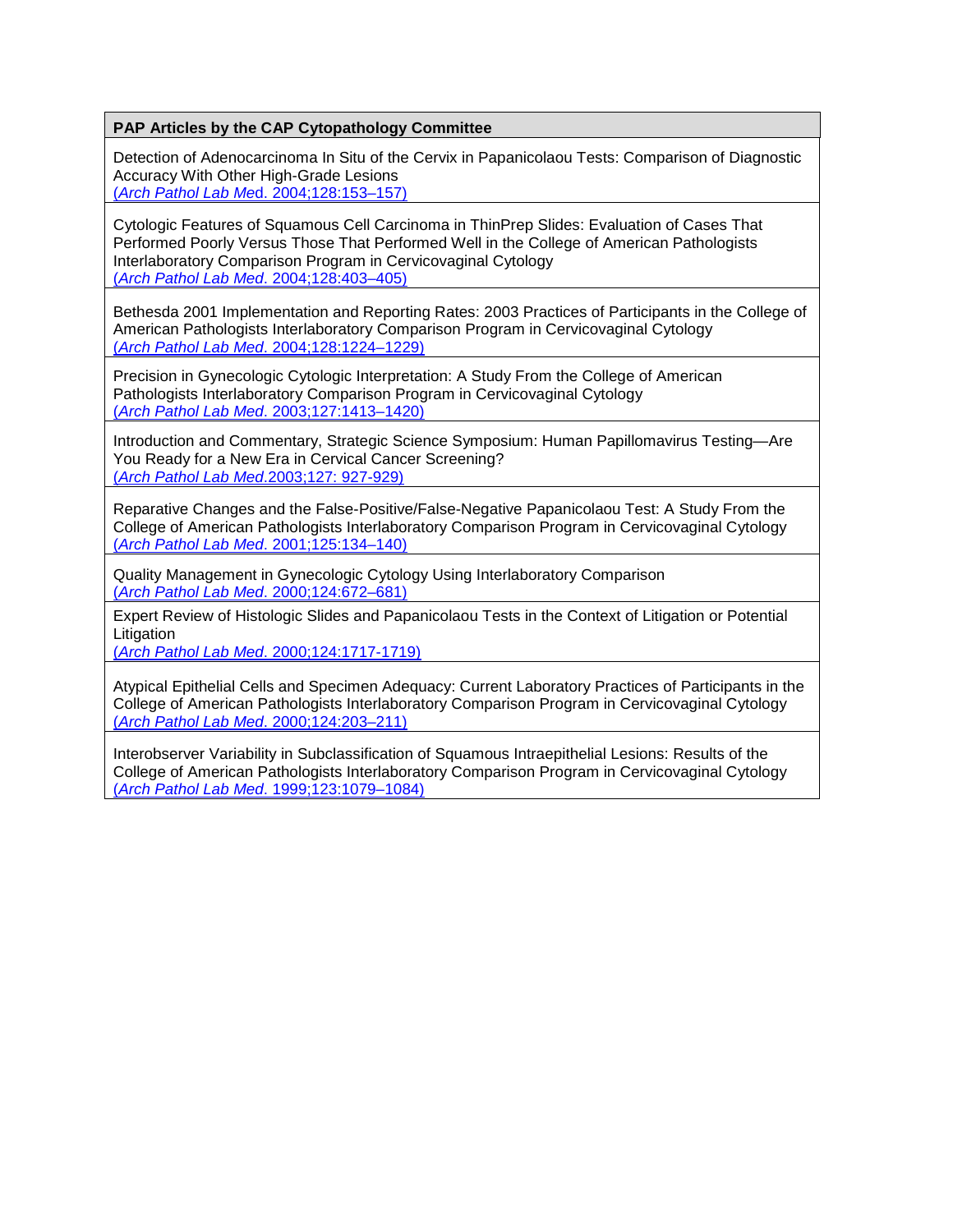| PAP Articles by the CAP Cytopathology Committee |
| --- |
| Detection of Adenocarcinoma In Situ of the Cervix in Papanicolaou Tests: Comparison of Diagnostic Accuracy With Other High-Grade Lesions (*Arch Pathol Lab Med*. 2004;128:153–157) |
| Cytologic Features of Squamous Cell Carcinoma in ThinPrep Slides: Evaluation of Cases That Performed Poorly Versus Those That Performed Well in the College of American Pathologists Interlaboratory Comparison Program in Cervicovaginal Cytology (*Arch Pathol Lab Med*. 2004;128:403–405) |
| Bethesda 2001 Implementation and Reporting Rates: 2003 Practices of Participants in the College of American Pathologists Interlaboratory Comparison Program in Cervicovaginal Cytology (*Arch Pathol Lab Med*. 2004;128:1224–1229) |
| Precision in Gynecologic Cytologic Interpretation: A Study From the College of American Pathologists Interlaboratory Comparison Program in Cervicovaginal Cytology (*Arch Pathol Lab Med*. 2003;127:1413–1420) |
| Introduction and Commentary, Strategic Science Symposium: Human Papillomavirus Testing—Are You Ready for a New Era in Cervical Cancer Screening? (*Arch Pathol Lab Med*.2003;127: 927-929) |
| Reparative Changes and the False-Positive/False-Negative Papanicolaou Test: A Study From the College of American Pathologists Interlaboratory Comparison Program in Cervicovaginal Cytology (*Arch Pathol Lab Med*. 2001;125:134–140) |
| Quality Management in Gynecologic Cytology Using Interlaboratory Comparison (*Arch Pathol Lab Med*. 2000;124:672–681) |
| Expert Review of Histologic Slides and Papanicolaou Tests in the Context of Litigation or Potential Litigation (*Arch Pathol Lab Med*. 2000;124:1717-1719) |
| Atypical Epithelial Cells and Specimen Adequacy: Current Laboratory Practices of Participants in the College of American Pathologists Interlaboratory Comparison Program in Cervicovaginal Cytology (*Arch Pathol Lab Med*. 2000;124:203–211) |
| Interobserver Variability in Subclassification of Squamous Intraepithelial Lesions: Results of the College of American Pathologists Interlaboratory Comparison Program in Cervicovaginal Cytology (*Arch Pathol Lab Med*. 1999;123:1079–1084) |